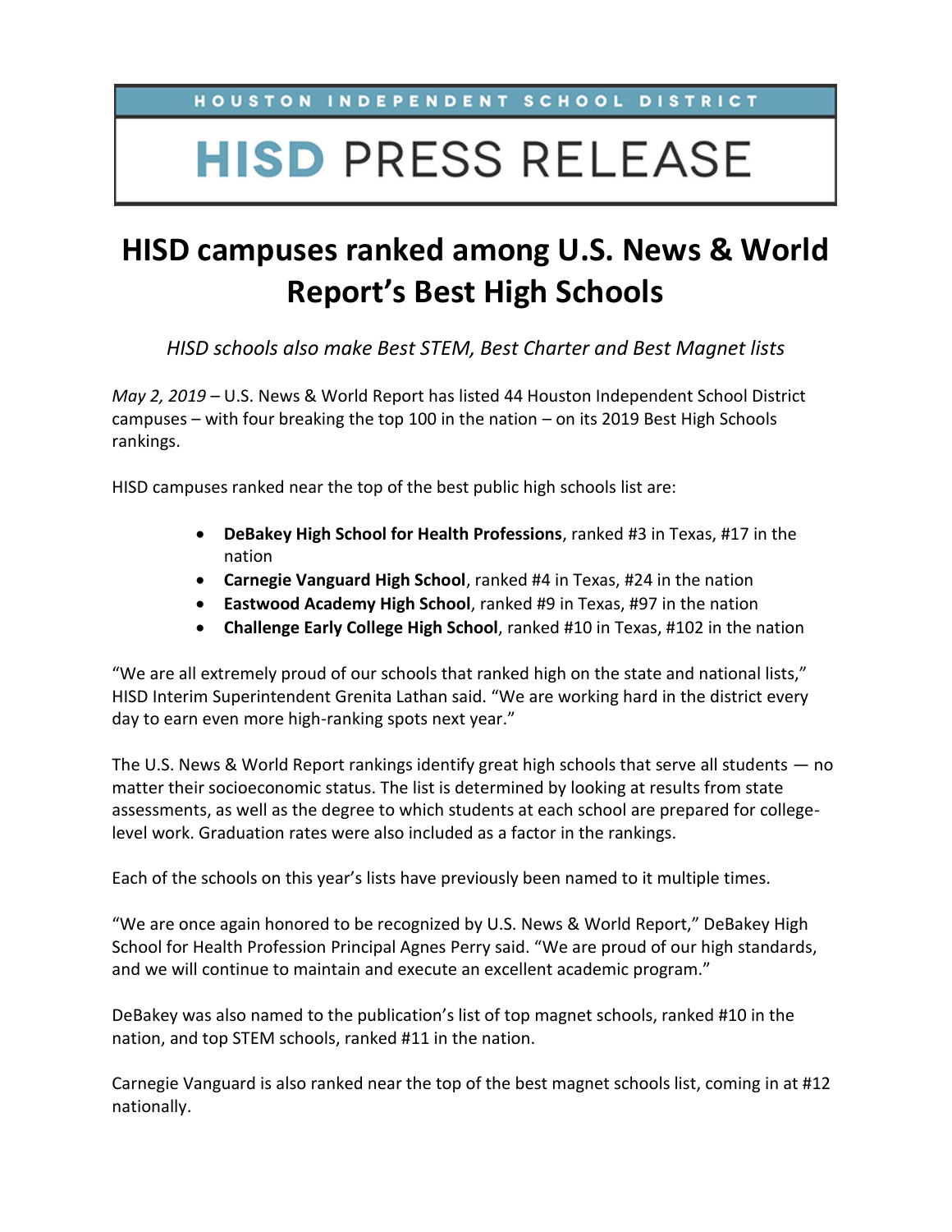HOUSTON INDEPENDENT SCHOOL DISTRICT

# HISD PRESS RELEASE

## HISD campuses ranked among U.S. News & World Report's Best High Schools

*HISD schools also make Best STEM, Best Charter and Best Magnet lists*

*May 2, 2019* – U.S. News & World Report has listed 44 Houston Independent School District campuses – with four breaking the top 100 in the nation – on its 2019 Best High Schools rankings.

HISD campuses ranked near the top of the best public high schools list are:

- **DeBakey High School for Health Professions**, ranked #3 in Texas, #17 in the nation
- **Carnegie Vanguard High School**, ranked #4 in Texas, #24 in the nation
- **Eastwood Academy High School**, ranked #9 in Texas, #97 in the nation
- **Challenge Early College High School**, ranked #10 in Texas, #102 in the nation

"We are all extremely proud of our schools that ranked high on the state and national lists," HISD Interim Superintendent Grenita Lathan said. "We are working hard in the district every day to earn even more high-ranking spots next year."

The U.S. News & World Report rankings identify great high schools that serve all students — no matter their socioeconomic status. The list is determined by looking at results from state assessments, as well as the degree to which students at each school are prepared for college-level work. Graduation rates were also included as a factor in the rankings.

Each of the schools on this year's lists have previously been named to it multiple times.

"We are once again honored to be recognized by U.S. News & World Report," DeBakey High School for Health Profession Principal Agnes Perry said. "We are proud of our high standards, and we will continue to maintain and execute an excellent academic program."

DeBakey was also named to the publication's list of top magnet schools, ranked #10 in the nation, and top STEM schools, ranked #11 in the nation.

Carnegie Vanguard is also ranked near the top of the best magnet schools list, coming in at #12 nationally.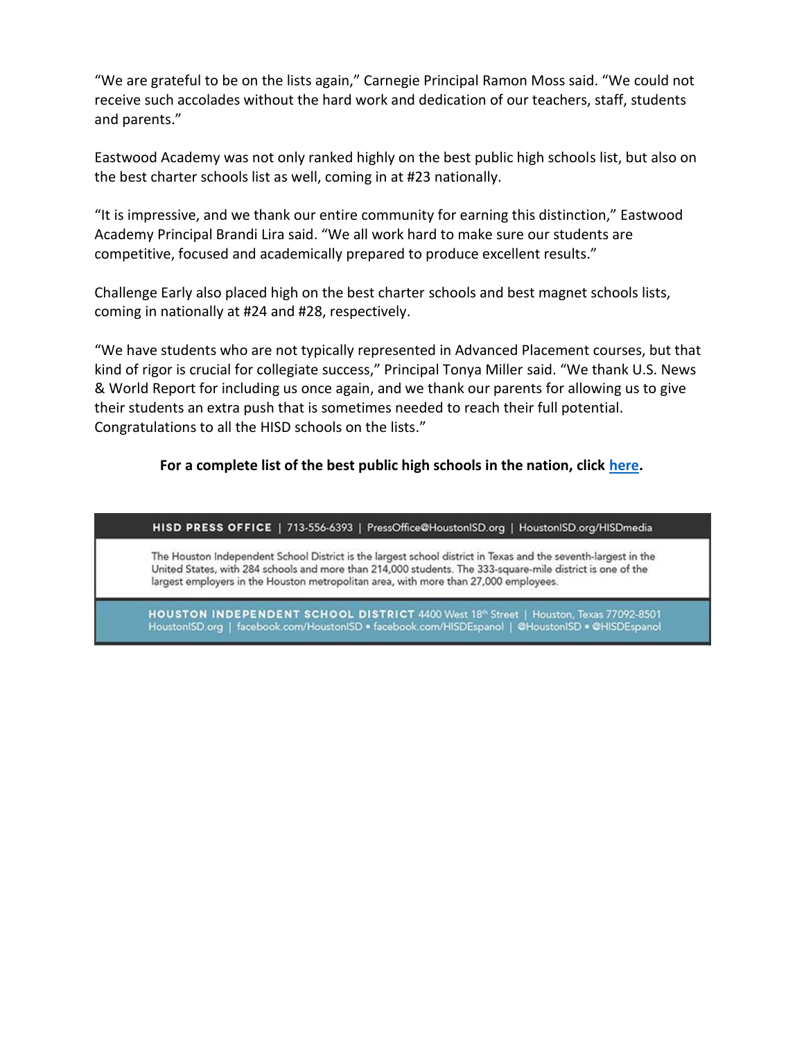"We are grateful to be on the lists again," Carnegie Principal Ramon Moss said. "We could not receive such accolades without the hard work and dedication of our teachers, staff, students and parents."

Eastwood Academy was not only ranked highly on the best public high schools list, but also on the best charter schools list as well, coming in at #23 nationally.

"It is impressive, and we thank our entire community for earning this distinction," Eastwood Academy Principal Brandi Lira said. "We all work hard to make sure our students are competitive, focused and academically prepared to produce excellent results."

Challenge Early also placed high on the best charter schools and best magnet schools lists, coming in nationally at #24 and #28, respectively.

"We have students who are not typically represented in Advanced Placement courses, but that kind of rigor is crucial for collegiate success," Principal Tonya Miller said. "We thank U.S. News & World Report for including us once again, and we thank our parents for allowing us to give their students an extra push that is sometimes needed to reach their full potential. Congratulations to all the HISD schools on the lists."

**For a complete list of the best public high schools in the nation, click here.**

**HISD PRESS OFFICE** | 713-556-6393 | PressOffice@HoustonISD.org | HoustonISD.org/HISDmedia

The Houston Independent School District is the largest school district in Texas and the seventh-largest in the United States, with 284 schools and more than 214,000 students. The 333-square-mile district is one of the largest employers in the Houston metropolitan area, with more than 27,000 employees.

**HOUSTON INDEPENDENT SCHOOL DISTRICT** 4400 West 18th Street | Houston, Texas 77092-8501
HoustonISD.org | facebook.com/HoustonISD • facebook.com/HISDEspanol | @HoustonISD • @HISDEspanol